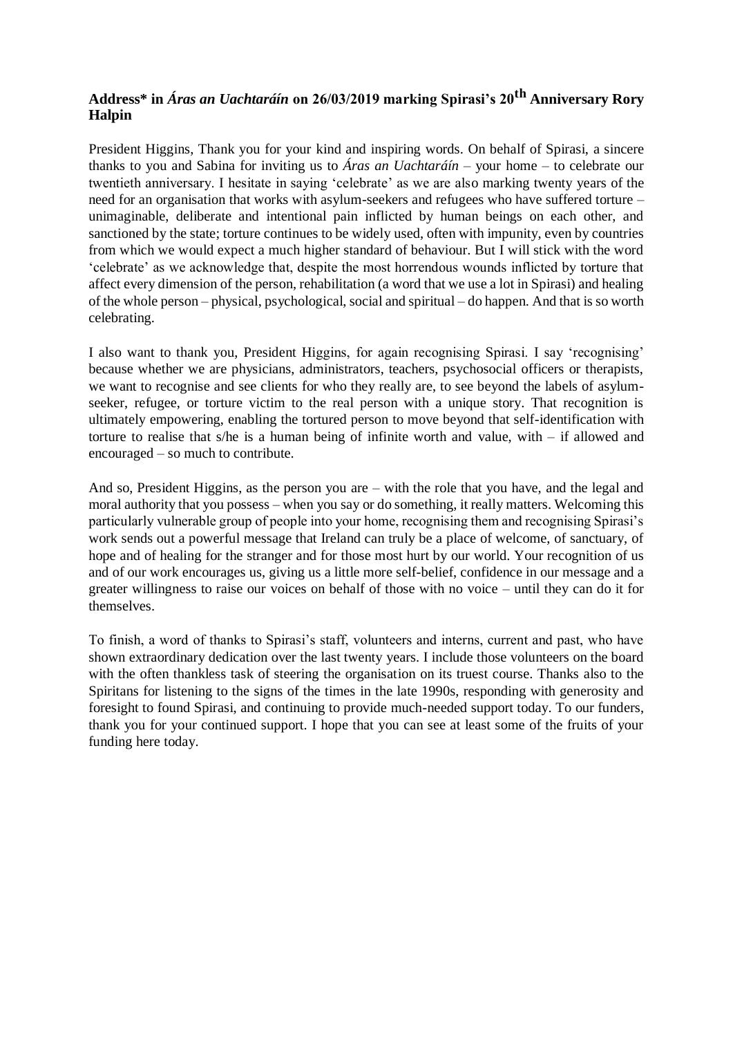**Address\* in *Áras an Uachtaráín* on 26/03/2019 marking Spirasi's 20th Anniversary Rory Halpin**

President Higgins, Thank you for your kind and inspiring words. On behalf of Spirasi, a sincere thanks to you and Sabina for inviting us to *Áras an Uachtaráín* – your home – to celebrate our twentieth anniversary. I hesitate in saying 'celebrate' as we are also marking twenty years of the need for an organisation that works with asylum-seekers and refugees who have suffered torture – unimaginable, deliberate and intentional pain inflicted by human beings on each other, and sanctioned by the state; torture continues to be widely used, often with impunity, even by countries from which we would expect a much higher standard of behaviour. But I will stick with the word 'celebrate' as we acknowledge that, despite the most horrendous wounds inflicted by torture that affect every dimension of the person, rehabilitation (a word that we use a lot in Spirasi) and healing of the whole person – physical, psychological, social and spiritual – do happen. And that is so worth celebrating.

I also want to thank you, President Higgins, for again recognising Spirasi. I say 'recognising' because whether we are physicians, administrators, teachers, psychosocial officers or therapists, we want to recognise and see clients for who they really are, to see beyond the labels of asylum-seeker, refugee, or torture victim to the real person with a unique story. That recognition is ultimately empowering, enabling the tortured person to move beyond that self-identification with torture to realise that s/he is a human being of infinite worth and value, with – if allowed and encouraged – so much to contribute.

And so, President Higgins, as the person you are – with the role that you have, and the legal and moral authority that you possess – when you say or do something, it really matters. Welcoming this particularly vulnerable group of people into your home, recognising them and recognising Spirasi's work sends out a powerful message that Ireland can truly be a place of welcome, of sanctuary, of hope and of healing for the stranger and for those most hurt by our world. Your recognition of us and of our work encourages us, giving us a little more self-belief, confidence in our message and a greater willingness to raise our voices on behalf of those with no voice – until they can do it for themselves.

To finish, a word of thanks to Spirasi's staff, volunteers and interns, current and past, who have shown extraordinary dedication over the last twenty years. I include those volunteers on the board with the often thankless task of steering the organisation on its truest course. Thanks also to the Spiritans for listening to the signs of the times in the late 1990s, responding with generosity and foresight to found Spirasi, and continuing to provide much-needed support today. To our funders, thank you for your continued support. I hope that you can see at least some of the fruits of your funding here today.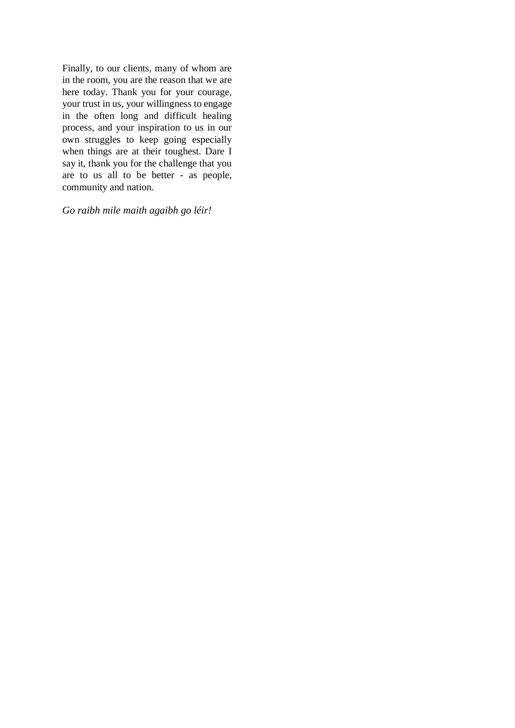Finally, to our clients, many of whom are in the room, you are the reason that we are here today. Thank you for your courage, your trust in us, your willingness to engage in the often long and difficult healing process, and your inspiration to us in our own struggles to keep going especially when things are at their toughest. Dare I say it, thank you for the challenge that you are to us all to be better - as people, community and nation.

*Go raibh mile maith agaibh go léir!*